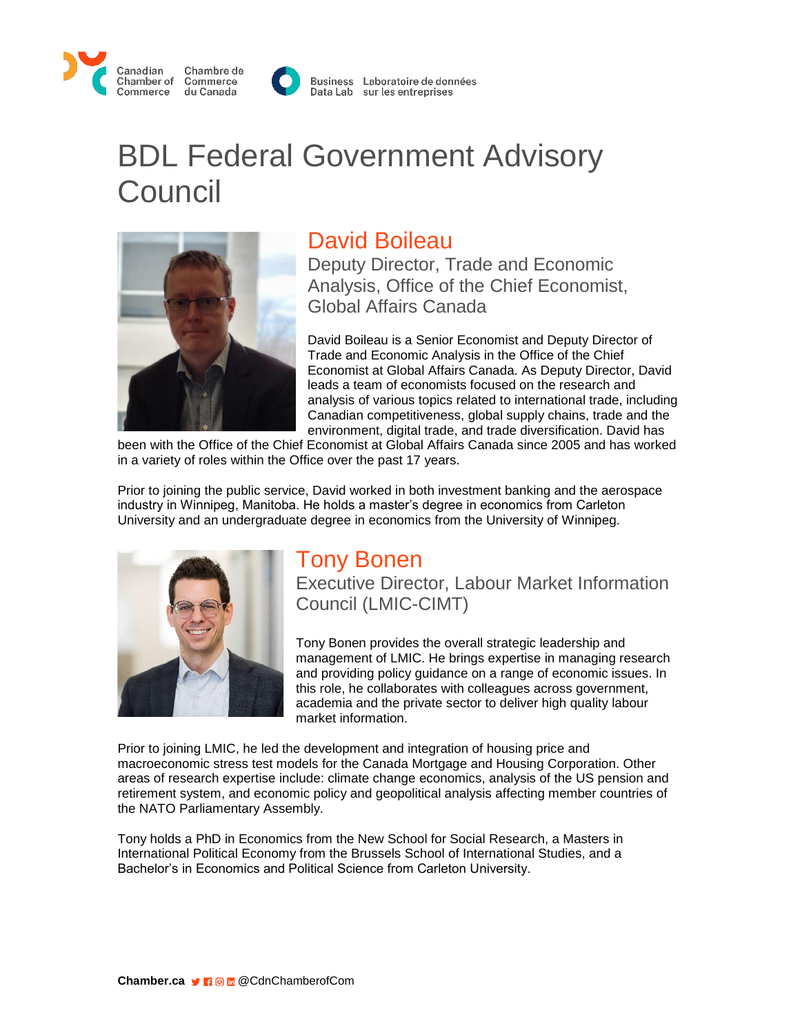Canadian Chamber of Commerce | Chambre de Commerce du Canada

Business Data Lab | Laboratoire de données sur les entreprises

# BDL Federal Government Advisory Council

## David Boileau

### Deputy Director, Trade and Economic Analysis, Office of the Chief Economist, Global Affairs Canada

David Boileau is a Senior Economist and Deputy Director of Trade and Economic Analysis in the Office of the Chief Economist at Global Affairs Canada. As Deputy Director, David leads a team of economists focused on the research and analysis of various topics related to international trade, including Canadian competitiveness, global supply chains, trade and the environment, digital trade, and trade diversification. David has been with the Office of the Chief Economist at Global Affairs Canada since 2005 and has worked in a variety of roles within the Office over the past 17 years.

Prior to joining the public service, David worked in both investment banking and the aerospace industry in Winnipeg, Manitoba. He holds a master's degree in economics from Carleton University and an undergraduate degree in economics from the University of Winnipeg.

## Tony Bonen

### Executive Director, Labour Market Information Council (LMIC-CIMT)

Tony Bonen provides the overall strategic leadership and management of LMIC. He brings expertise in managing research and providing policy guidance on a range of economic issues. In this role, he collaborates with colleagues across government, academia and the private sector to deliver high quality labour market information.

Prior to joining LMIC, he led the development and integration of housing price and macroeconomic stress test models for the Canada Mortgage and Housing Corporation. Other areas of research expertise include: climate change economics, analysis of the US pension and retirement system, and economic policy and geopolitical analysis affecting member countries of the NATO Parliamentary Assembly.

Tony holds a PhD in Economics from the New School for Social Research, a Masters in International Political Economy from the Brussels School of International Studies, and a Bachelor's in Economics and Political Science from Carleton University.

**Chamber.ca** @CdnChamberofCom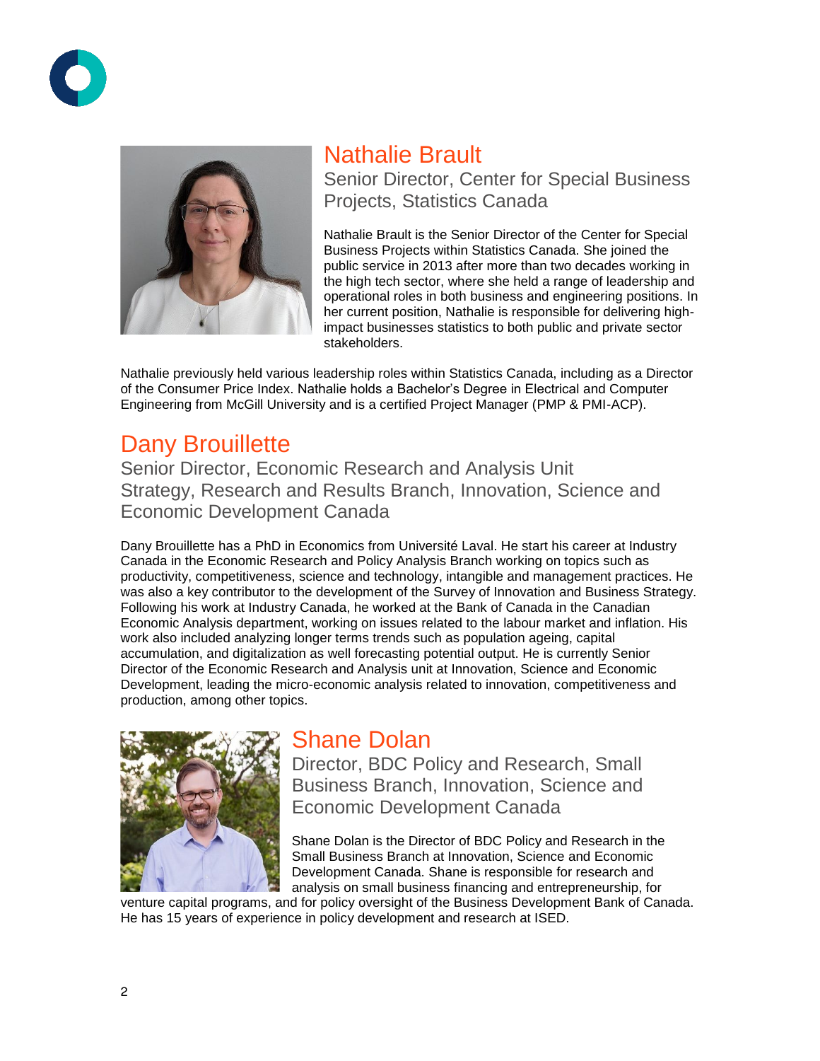## Nathalie Brault

Senior Director, Center for Special Business Projects, Statistics Canada

Nathalie Brault is the Senior Director of the Center for Special Business Projects within Statistics Canada. She joined the public service in 2013 after more than two decades working in the high tech sector, where she held a range of leadership and operational roles in both business and engineering positions. In her current position, Nathalie is responsible for delivering high-impact businesses statistics to both public and private sector stakeholders.

Nathalie previously held various leadership roles within Statistics Canada, including as a Director of the Consumer Price Index. Nathalie holds a Bachelor's Degree in Electrical and Computer Engineering from McGill University and is a certified Project Manager (PMP & PMI-ACP).

## Dany Brouillette

Senior Director, Economic Research and Analysis Unit Strategy, Research and Results Branch, Innovation, Science and Economic Development Canada

Dany Brouillette has a PhD in Economics from Université Laval. He start his career at Industry Canada in the Economic Research and Policy Analysis Branch working on topics such as productivity, competitiveness, science and technology, intangible and management practices. He was also a key contributor to the development of the Survey of Innovation and Business Strategy. Following his work at Industry Canada, he worked at the Bank of Canada in the Canadian Economic Analysis department, working on issues related to the labour market and inflation. His work also included analyzing longer terms trends such as population ageing, capital accumulation, and digitalization as well forecasting potential output. He is currently Senior Director of the Economic Research and Analysis unit at Innovation, Science and Economic Development, leading the micro-economic analysis related to innovation, competitiveness and production, among other topics.

## Shane Dolan

Director, BDC Policy and Research, Small Business Branch, Innovation, Science and Economic Development Canada

Shane Dolan is the Director of BDC Policy and Research in the Small Business Branch at Innovation, Science and Economic Development Canada. Shane is responsible for research and analysis on small business financing and entrepreneurship, for venture capital programs, and for policy oversight of the Business Development Bank of Canada. He has 15 years of experience in policy development and research at ISED.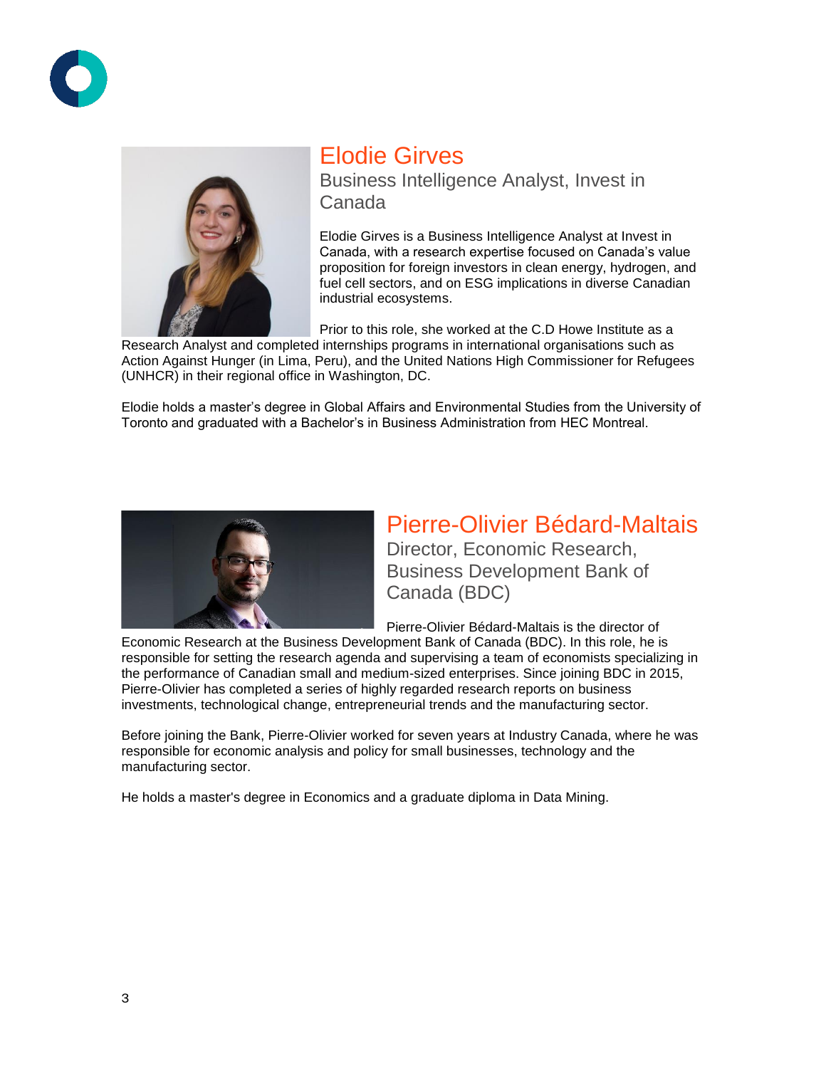## Elodie Girves

### Business Intelligence Analyst, Invest in Canada

Elodie Girves is a Business Intelligence Analyst at Invest in Canada, with a research expertise focused on Canada's value proposition for foreign investors in clean energy, hydrogen, and fuel cell sectors, and on ESG implications in diverse Canadian industrial ecosystems.

Prior to this role, she worked at the C.D Howe Institute as a Research Analyst and completed internships programs in international organisations such as Action Against Hunger (in Lima, Peru), and the United Nations High Commissioner for Refugees (UNHCR) in their regional office in Washington, DC.

Elodie holds a master's degree in Global Affairs and Environmental Studies from the University of Toronto and graduated with a Bachelor's in Business Administration from HEC Montreal.

## Pierre-Olivier Bédard-Maltais

### Director, Economic Research, Business Development Bank of Canada (BDC)

Pierre-Olivier Bédard-Maltais is the director of Economic Research at the Business Development Bank of Canada (BDC). In this role, he is responsible for setting the research agenda and supervising a team of economists specializing in the performance of Canadian small and medium-sized enterprises. Since joining BDC in 2015, Pierre-Olivier has completed a series of highly regarded research reports on business investments, technological change, entrepreneurial trends and the manufacturing sector.

Before joining the Bank, Pierre-Olivier worked for seven years at Industry Canada, where he was responsible for economic analysis and policy for small businesses, technology and the manufacturing sector.

He holds a master's degree in Economics and a graduate diploma in Data Mining.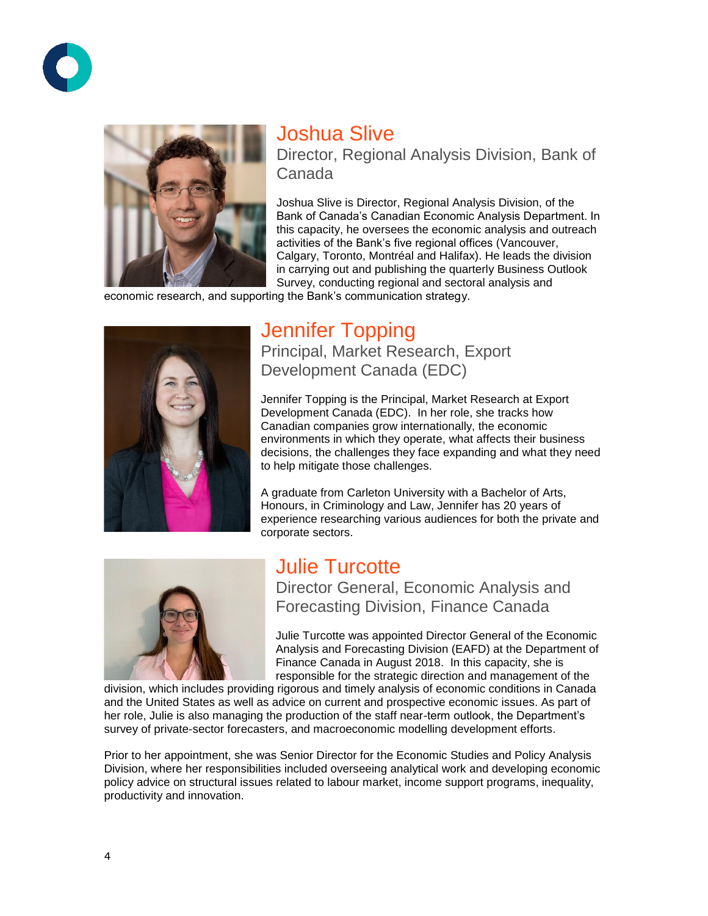## Joshua Slive

### Director, Regional Analysis Division, Bank of Canada

Joshua Slive is Director, Regional Analysis Division, of the Bank of Canada's Canadian Economic Analysis Department. In this capacity, he oversees the economic analysis and outreach activities of the Bank's five regional offices (Vancouver, Calgary, Toronto, Montréal and Halifax). He leads the division in carrying out and publishing the quarterly Business Outlook Survey, conducting regional and sectoral analysis and economic research, and supporting the Bank's communication strategy.

## Jennifer Topping

### Principal, Market Research, Export Development Canada (EDC)

Jennifer Topping is the Principal, Market Research at Export Development Canada (EDC). In her role, she tracks how Canadian companies grow internationally, the economic environments in which they operate, what affects their business decisions, the challenges they face expanding and what they need to help mitigate those challenges.

A graduate from Carleton University with a Bachelor of Arts, Honours, in Criminology and Law, Jennifer has 20 years of experience researching various audiences for both the private and corporate sectors.

## Julie Turcotte

### Director General, Economic Analysis and Forecasting Division, Finance Canada

Julie Turcotte was appointed Director General of the Economic Analysis and Forecasting Division (EAFD) at the Department of Finance Canada in August 2018. In this capacity, she is responsible for the strategic direction and management of the division, which includes providing rigorous and timely analysis of economic conditions in Canada and the United States as well as advice on current and prospective economic issues. As part of her role, Julie is also managing the production of the staff near-term outlook, the Department's survey of private-sector forecasters, and macroeconomic modelling development efforts.

Prior to her appointment, she was Senior Director for the Economic Studies and Policy Analysis Division, where her responsibilities included overseeing analytical work and developing economic policy advice on structural issues related to labour market, income support programs, inequality, productivity and innovation.